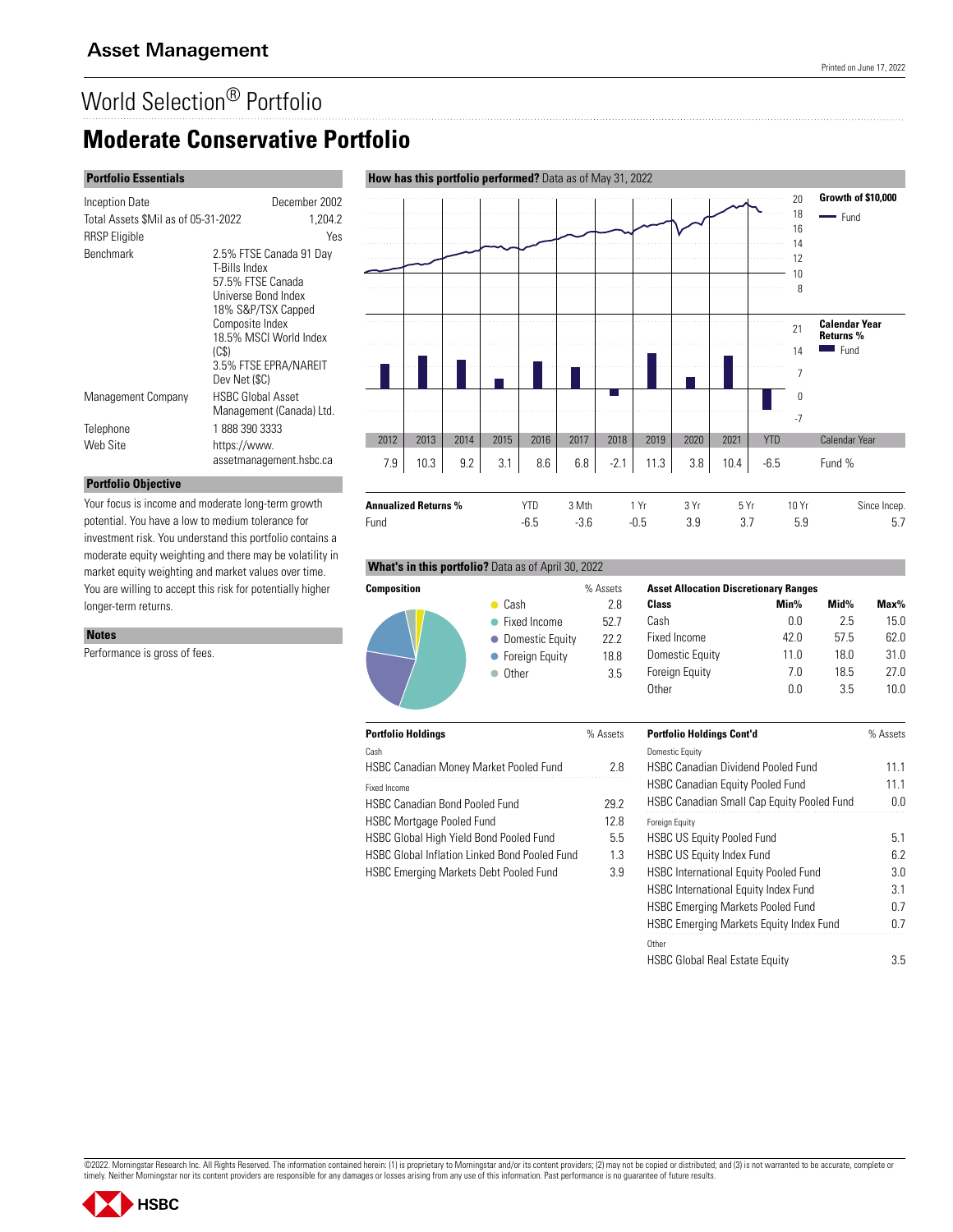## Asset Management

# World Selection® Portfolio

# Moderate Conservative Portfolio

### Portfolio Essentials

| | |
|---|---|
| Inception Date | December 2002 |
| Total Assets $Mil as of 05-31-2022 | 1,204.2 |
| RRSP Eligible | Yes |
| Benchmark | 2.5% FTSE Canada 91 Day T-Bills Index<br>57.5% FTSE Canada Universe Bond Index<br>18% S&P/TSX Capped Composite Index<br>18.5% MSCI World Index (C$)<br>3.5% FTSE EPRA/NAREIT Dev Net ($C) |
| Management Company | HSBC Global Asset Management (Canada) Ltd. |
| Telephone | 1 888 390 3333 |
| Web Site | https://www.assetmanagement.hsbc.ca |

### Portfolio Objective

Your focus is income and moderate long-term growth potential. You have a low to medium tolerance for investment risk. You understand this portfolio contains a moderate equity weighting and there may be volatility in market equity weighting and market values over time. You are willing to accept this risk for potentially higher longer-term returns.

### Notes

Performance is gross of fees.

### How has this portfolio performed? Data as of May 31, 2022

Growth of $10,000 — Fund

Calendar Year Returns % — Fund

| Calendar Year | 2012 | 2013 | 2014 | 2015 | 2016 | 2017 | 2018 | 2019 | 2020 | 2021 | YTD |
|---|---|---|---|---|---|---|---|---|---|---|---|
| Fund % | 7.9 | 10.3 | 9.2 | 3.1 | 8.6 | 6.8 | -2.1 | 11.3 | 3.8 | 10.4 | -6.5 |

| Annualized Returns % | YTD | 3 Mth | 1 Yr | 3 Yr | 5 Yr | 10 Yr | Since Incep. |
|---|---|---|---|---|---|---|---|
| Fund | -6.5 | -3.6 | -0.5 | 3.9 | 3.7 | 5.9 | 5.7 |

### What's in this portfolio? Data as of April 30, 2022

| Composition | % Assets |
|---|---|
| Cash | 2.8 |
| Fixed Income | 52.7 |
| Domestic Equity | 22.2 |
| Foreign Equity | 18.8 |
| Other | 3.5 |

**Asset Allocation Discretionary Ranges**

| Class | Min% | Mid% | Max% |
|---|---|---|---|
| Cash | 0.0 | 2.5 | 15.0 |
| Fixed Income | 42.0 | 57.5 | 62.0 |
| Domestic Equity | 11.0 | 18.0 | 31.0 |
| Foreign Equity | 7.0 | 18.5 | 27.0 |
| Other | 0.0 | 3.5 | 10.0 |

| Portfolio Holdings | % Assets |
|---|---|
| *Cash* | |
| HSBC Canadian Money Market Pooled Fund | 2.8 |
| *Fixed Income* | |
| HSBC Canadian Bond Pooled Fund | 29.2 |
| HSBC Mortgage Pooled Fund | 12.8 |
| HSBC Global High Yield Bond Pooled Fund | 5.5 |
| HSBC Global Inflation Linked Bond Pooled Fund | 1.3 |
| HSBC Emerging Markets Debt Pooled Fund | 3.9 |

| Portfolio Holdings Cont'd | % Assets |
|---|---|
| *Domestic Equity* | |
| HSBC Canadian Dividend Pooled Fund | 11.1 |
| HSBC Canadian Equity Pooled Fund | 11.1 |
| HSBC Canadian Small Cap Equity Pooled Fund | 0.0 |
| *Foreign Equity* | |
| HSBC US Equity Pooled Fund | 5.1 |
| HSBC US Equity Index Fund | 6.2 |
| HSBC International Equity Pooled Fund | 3.0 |
| HSBC International Equity Index Fund | 3.1 |
| HSBC Emerging Markets Pooled Fund | 0.7 |
| HSBC Emerging Markets Equity Index Fund | 0.7 |
| *Other* | |
| HSBC Global Real Estate Equity | 3.5 |

©2022. Morningstar Research Inc. All Rights Reserved. The information contained herein: (1) is proprietary to Morningstar and/or its content providers; (2) may not be copied or distributed; and (3) is not warranted to be accurate, complete or timely. Neither Morningstar nor its content providers are responsible for any damages or losses arising from any use of this information. Past performance is no guarantee of future results.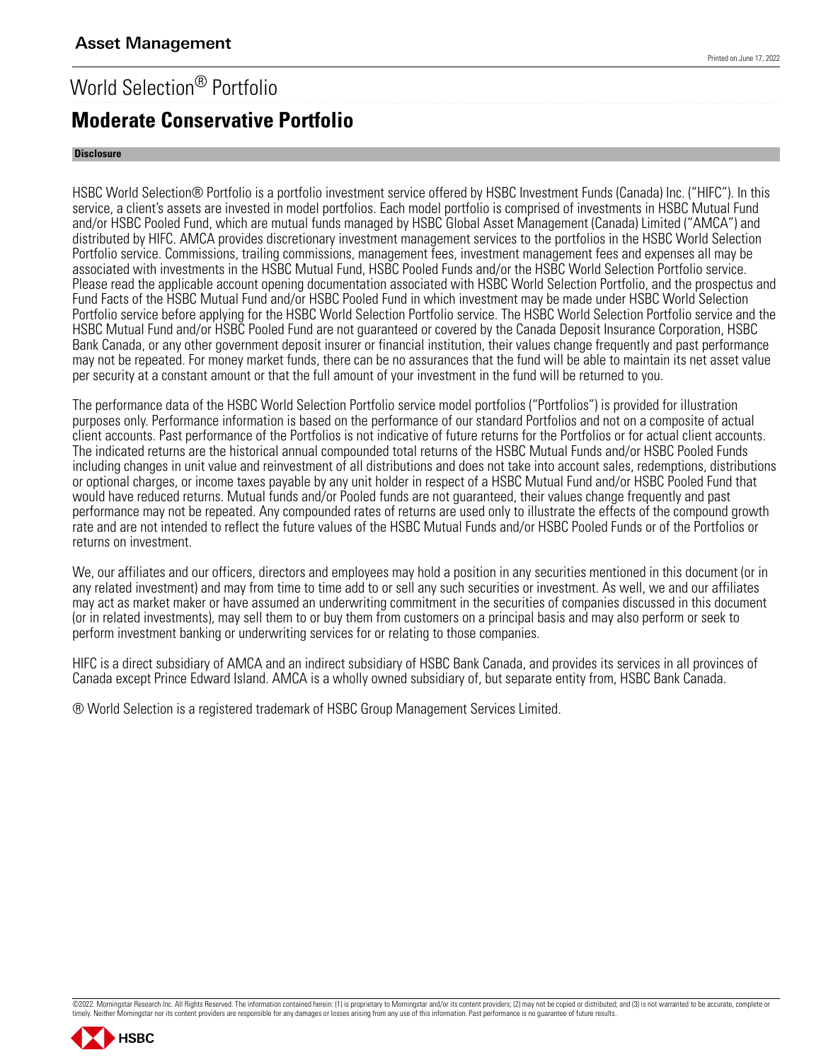# World Selection® Portfolio

## Moderate Conservative Portfolio

**Disclosure**

HSBC World Selection® Portfolio is a portfolio investment service offered by HSBC Investment Funds (Canada) Inc. ("HIFC"). In this service, a client's assets are invested in model portfolios. Each model portfolio is comprised of investments in HSBC Mutual Fund and/or HSBC Pooled Fund, which are mutual funds managed by HSBC Global Asset Management (Canada) Limited ("AMCA") and distributed by HIFC. AMCA provides discretionary investment management services to the portfolios in the HSBC World Selection Portfolio service. Commissions, trailing commissions, management fees, investment management fees and expenses all may be associated with investments in the HSBC Mutual Fund, HSBC Pooled Funds and/or the HSBC World Selection Portfolio service. Please read the applicable account opening documentation associated with HSBC World Selection Portfolio, and the prospectus and Fund Facts of the HSBC Mutual Fund and/or HSBC Pooled Fund in which investment may be made under HSBC World Selection Portfolio service before applying for the HSBC World Selection Portfolio service. The HSBC World Selection Portfolio service and the HSBC Mutual Fund and/or HSBC Pooled Fund are not guaranteed or covered by the Canada Deposit Insurance Corporation, HSBC Bank Canada, or any other government deposit insurer or financial institution, their values change frequently and past performance may not be repeated. For money market funds, there can be no assurances that the fund will be able to maintain its net asset value per security at a constant amount or that the full amount of your investment in the fund will be returned to you.

The performance data of the HSBC World Selection Portfolio service model portfolios ("Portfolios") is provided for illustration purposes only. Performance information is based on the performance of our standard Portfolios and not on a composite of actual client accounts. Past performance of the Portfolios is not indicative of future returns for the Portfolios or for actual client accounts. The indicated returns are the historical annual compounded total returns of the HSBC Mutual Funds and/or HSBC Pooled Funds including changes in unit value and reinvestment of all distributions and does not take into account sales, redemptions, distributions or optional charges, or income taxes payable by any unit holder in respect of a HSBC Mutual Fund and/or HSBC Pooled Fund that would have reduced returns. Mutual funds and/or Pooled funds are not guaranteed, their values change frequently and past performance may not be repeated. Any compounded rates of returns are used only to illustrate the effects of the compound growth rate and are not intended to reflect the future values of the HSBC Mutual Funds and/or HSBC Pooled Funds or of the Portfolios or returns on investment.

We, our affiliates and our officers, directors and employees may hold a position in any securities mentioned in this document (or in any related investment) and may from time to time add to or sell any such securities or investment. As well, we and our affiliates may act as market maker or have assumed an underwriting commitment in the securities of companies discussed in this document (or in related investments), may sell them to or buy them from customers on a principal basis and may also perform or seek to perform investment banking or underwriting services for or relating to those companies.

HIFC is a direct subsidiary of AMCA and an indirect subsidiary of HSBC Bank Canada, and provides its services in all provinces of Canada except Prince Edward Island. AMCA is a wholly owned subsidiary of, but separate entity from, HSBC Bank Canada.

® World Selection is a registered trademark of HSBC Group Management Services Limited.

©2022. Morningstar Research Inc. All Rights Reserved. The information contained herein: (1) is proprietary to Morningstar and/or its content providers; (2) may not be copied or distributed; and (3) is not warranted to be accurate, complete or timely. Neither Morningstar nor its content providers are responsible for any damages or losses arising from any use of this information. Past performance is no guarantee of future results.